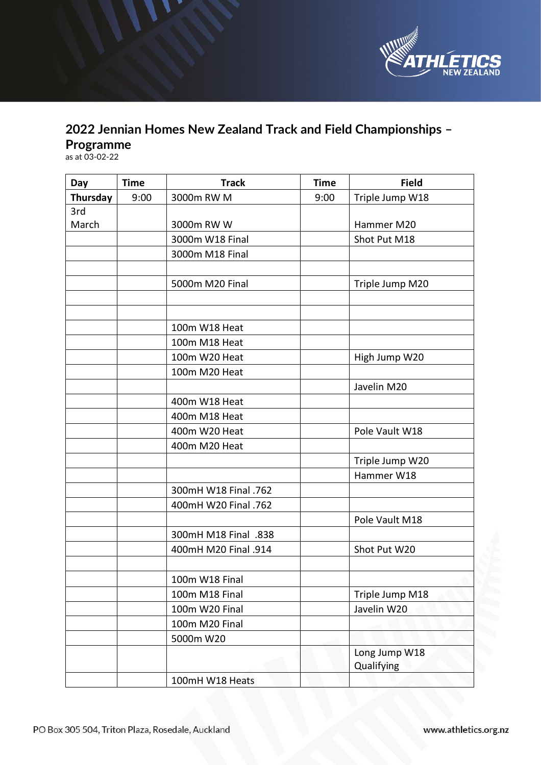## 2022 Jennian Homes New Zealand Track and Field Championships – Programme

as at 03-02-22

| Day | Time | Track | Time | Field |
|---|---|---|---|---|
| Thursday | 9:00 | 3000m RW M | 9:00 | Triple Jump W18 |
| 3rd March | | 3000m RW W | | Hammer M20 |
| | | 3000m W18 Final | | Shot Put M18 |
| | | 3000m M18 Final | | |
| | | | | |
| | | 5000m M20 Final | | Triple Jump M20 |
| | | | | |
| | | | | |
| | | 100m W18 Heat | | |
| | | 100m M18 Heat | | |
| | | 100m W20 Heat | | High Jump W20 |
| | | 100m M20 Heat | | |
| | | | | Javelin M20 |
| | | 400m W18 Heat | | |
| | | 400m M18 Heat | | |
| | | 400m W20 Heat | | Pole Vault W18 |
| | | 400m M20 Heat | | |
| | | | | Triple Jump W20 |
| | | | | Hammer W18 |
| | | 300mH W18 Final .762 | | |
| | | 400mH W20 Final .762 | | |
| | | | | Pole Vault M18 |
| | | 300mH M18 Final .838 | | |
| | | 400mH M20 Final .914 | | Shot Put W20 |
| | | | | |
| | | 100m W18 Final | | |
| | | 100m M18 Final | | Triple Jump M18 |
| | | 100m W20 Final | | Javelin W20 |
| | | 100m M20 Final | | |
| | | 5000m W20 | | |
| | | | | Long Jump W18 Qualifying |
| | | 100mH W18 Heats | | |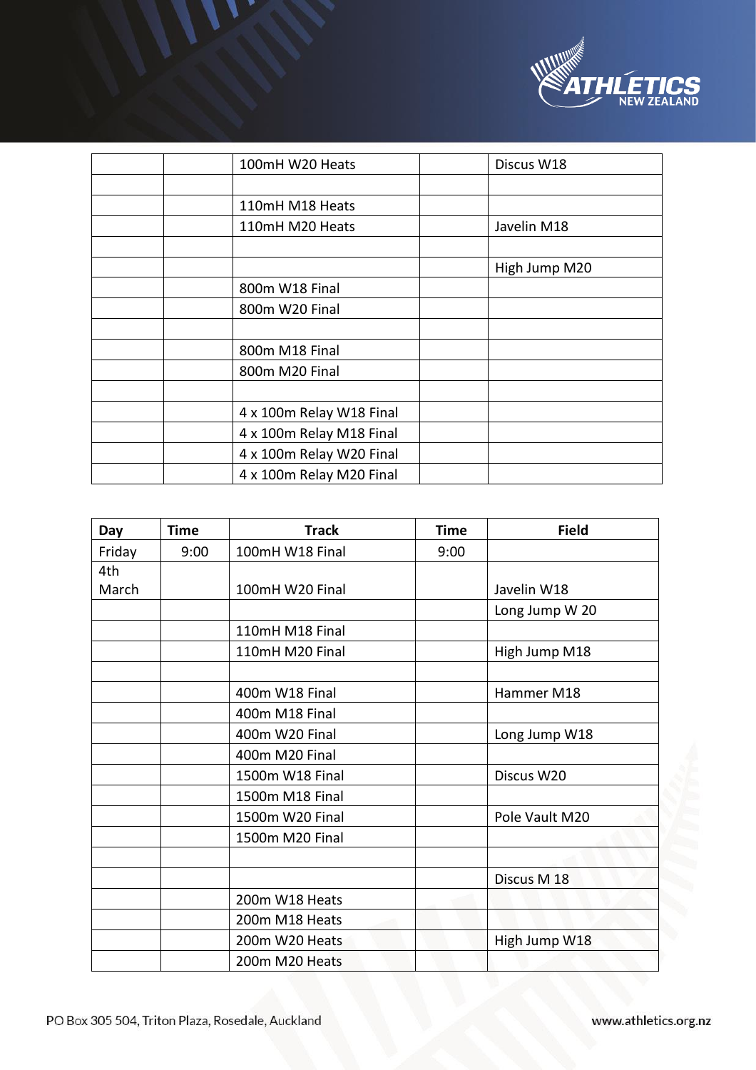| | | | | |
|---|---|---|---|---|
| | | 100mH W20 Heats | | Discus W18 |
| | | | | |
| | | 110mH M18 Heats | | |
| | | 110mH M20 Heats | | Javelin M18 |
| | | | | |
| | | | | High Jump M20 |
| | | 800m W18 Final | | |
| | | 800m W20 Final | | |
| | | | | |
| | | 800m M18 Final | | |
| | | 800m M20 Final | | |
| | | | | |
| | | 4 x 100m Relay W18 Final | | |
| | | 4 x 100m Relay M18 Final | | |
| | | 4 x 100m Relay W20 Final | | |
| | | 4 x 100m Relay M20 Final | | |

| Day | Time | Track | Time | Field |
|---|---|---|---|---|
| Friday | 9:00 | 100mH W18 Final | 9:00 | |
| 4th March | | 100mH W20 Final | | Javelin W18 |
| | | | | Long Jump W 20 |
| | | 110mH M18 Final | | |
| | | 110mH M20 Final | | High Jump M18 |
| | | | | |
| | | 400m W18 Final | | Hammer M18 |
| | | 400m M18 Final | | |
| | | 400m W20 Final | | Long Jump W18 |
| | | 400m M20 Final | | |
| | | 1500m W18 Final | | Discus W20 |
| | | 1500m M18 Final | | |
| | | 1500m W20 Final | | Pole Vault M20 |
| | | 1500m M20 Final | | |
| | | | | |
| | | | | Discus M 18 |
| | | 200m W18 Heats | | |
| | | 200m M18 Heats | | |
| | | 200m W20 Heats | | High Jump W18 |
| | | 200m M20 Heats | | |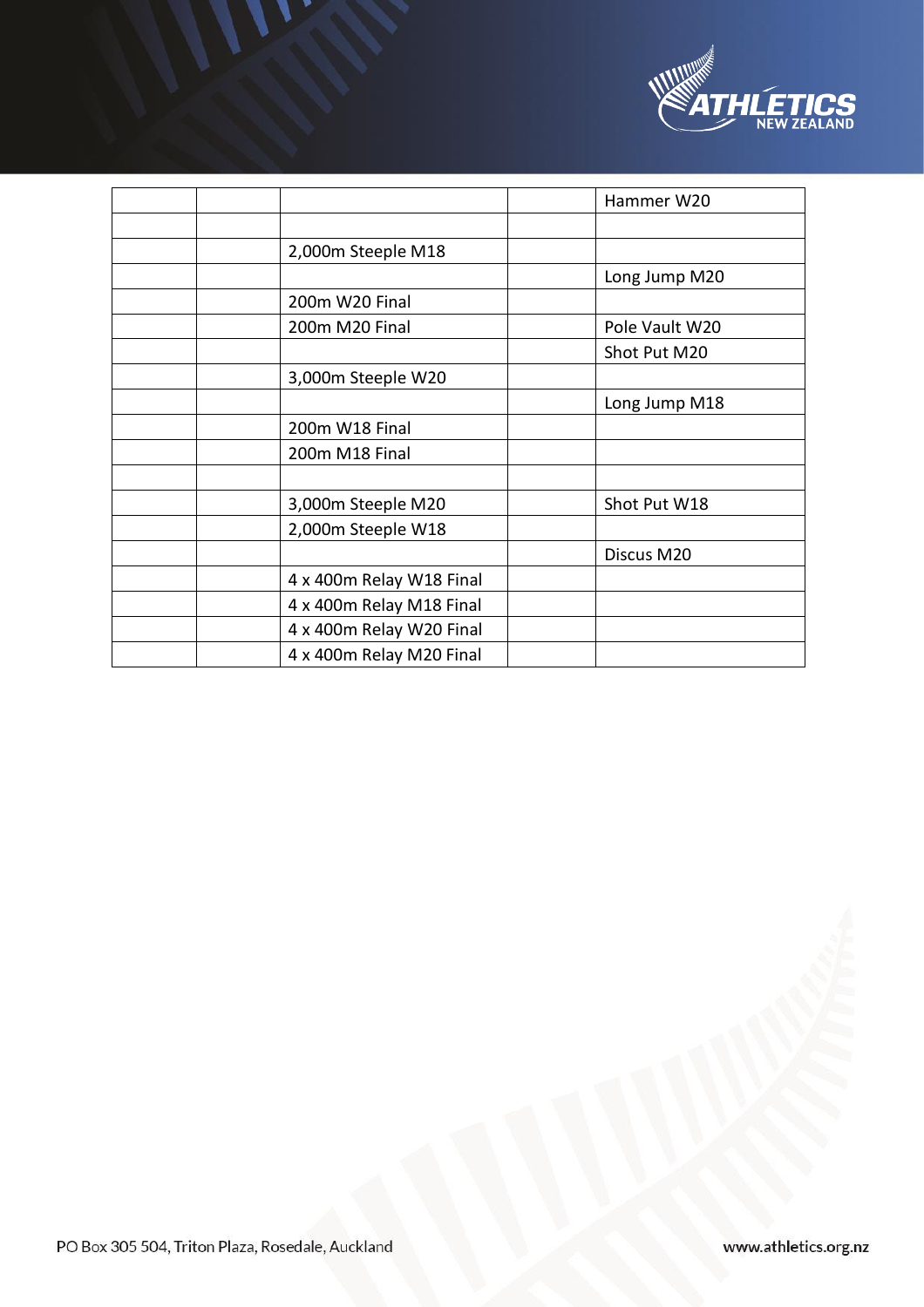| | | | | |
|---|---|---|---|---|
| | | | | Hammer W20 |
| | | | | |
| | | 2,000m Steeple M18 | | |
| | | | | Long Jump M20 |
| | | 200m W20 Final | | |
| | | 200m M20 Final | | Pole Vault W20 |
| | | | | Shot Put M20 |
| | | 3,000m Steeple W20 | | |
| | | | | Long Jump M18 |
| | | 200m W18 Final | | |
| | | 200m M18 Final | | |
| | | | | |
| | | 3,000m Steeple M20 | | Shot Put W18 |
| | | 2,000m Steeple W18 | | |
| | | | | Discus M20 |
| | | 4 x 400m Relay W18 Final | | |
| | | 4 x 400m Relay M18 Final | | |
| | | 4 x 400m Relay W20 Final | | |
| | | 4 x 400m Relay M20 Final | | |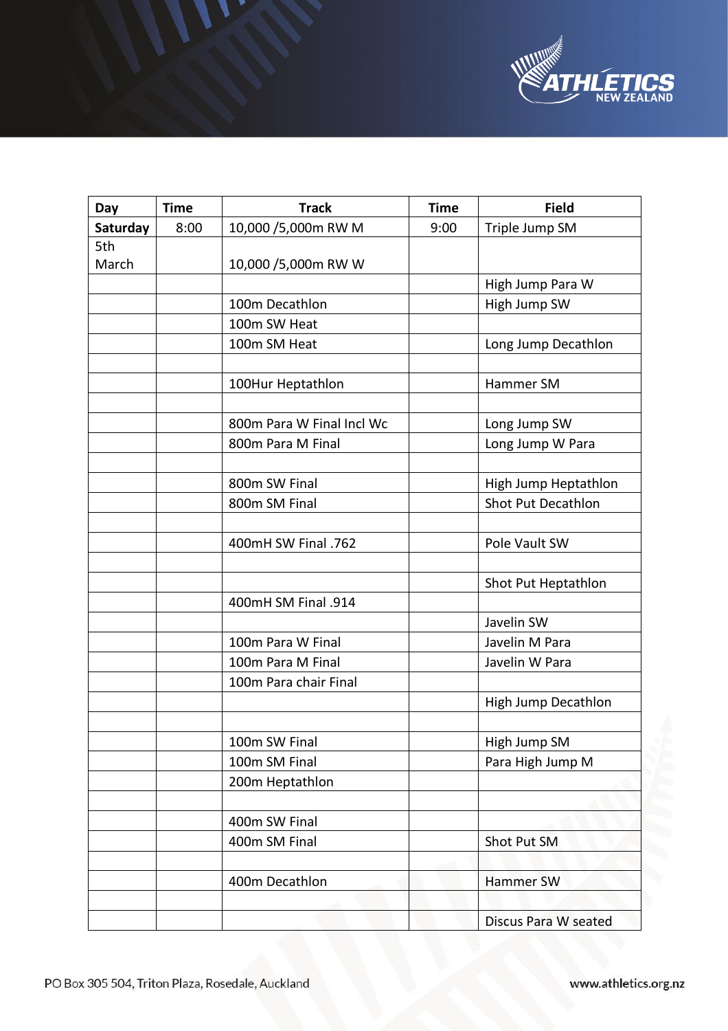| Day | Time | Track | Time | Field |
|---|---|---|---|---|
| Saturday | 8:00 | 10,000 /5,000m RW M | 9:00 | Triple Jump SM |
| 5th March | | 10,000 /5,000m RW W | | |
| | | | | High Jump Para W |
| | | 100m Decathlon | | High Jump SW |
| | | 100m SW Heat | | |
| | | 100m SM Heat | | Long Jump Decathlon |
| | | | | |
| | | 100Hur Heptathlon | | Hammer SM |
| | | | | |
| | | 800m Para W Final Incl Wc | | Long Jump SW |
| | | 800m Para M Final | | Long Jump W Para |
| | | | | |
| | | 800m SW Final | | High Jump Heptathlon |
| | | 800m SM Final | | Shot Put Decathlon |
| | | | | |
| | | 400mH SW Final .762 | | Pole Vault SW |
| | | | | |
| | | | | Shot Put Heptathlon |
| | | 400mH SM Final .914 | | |
| | | | | Javelin SW |
| | | 100m Para W Final | | Javelin M Para |
| | | 100m Para M Final | | Javelin W Para |
| | | 100m Para chair Final | | |
| | | | | High Jump Decathlon |
| | | | | |
| | | 100m SW Final | | High Jump SM |
| | | 100m SM Final | | Para High Jump M |
| | | 200m Heptathlon | | |
| | | | | |
| | | 400m SW Final | | |
| | | 400m SM Final | | Shot Put SM |
| | | | | |
| | | 400m Decathlon | | Hammer SW |
| | | | | |
| | | | | Discus Para W seated |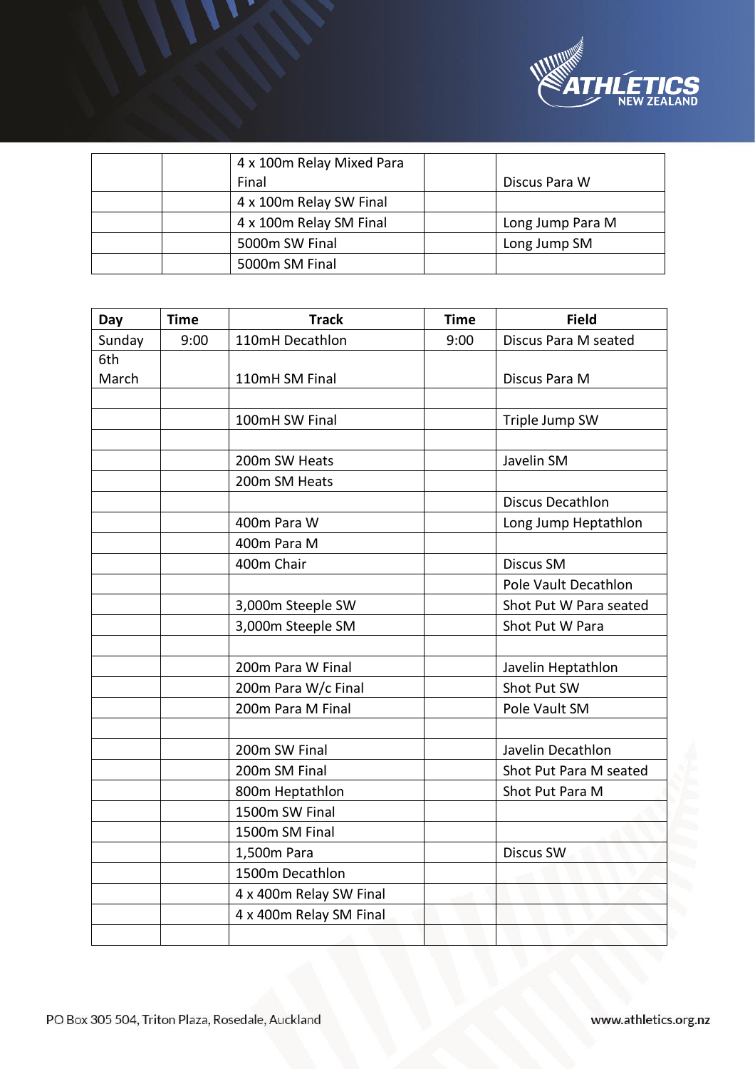| | | | | |
|---|---|---|---|---|
| | | 4 x 100m Relay Mixed Para Final | | Discus Para W |
| | | 4 x 100m Relay SW Final | | |
| | | 4 x 100m Relay SM Final | | Long Jump Para M |
| | | 5000m SW Final | | Long Jump SM |
| | | 5000m SM Final | | |

| Day | Time | Track | Time | Field |
|---|---|---|---|---|
| Sunday | 9:00 | 110mH Decathlon | 9:00 | Discus Para M seated |
| 6th March | | 110mH SM Final | | Discus Para M |
| | | | | |
| | | 100mH SW Final | | Triple Jump SW |
| | | | | |
| | | 200m SW Heats | | Javelin SM |
| | | 200m SM Heats | | |
| | | | | Discus Decathlon |
| | | 400m Para W | | Long Jump Heptathlon |
| | | 400m Para M | | |
| | | 400m Chair | | Discus SM |
| | | | | Pole Vault Decathlon |
| | | 3,000m Steeple SW | | Shot Put W Para seated |
| | | 3,000m Steeple SM | | Shot Put W Para |
| | | | | |
| | | 200m Para W Final | | Javelin Heptathlon |
| | | 200m Para W/c Final | | Shot Put SW |
| | | 200m Para M Final | | Pole Vault SM |
| | | | | |
| | | 200m SW Final | | Javelin Decathlon |
| | | 200m SM Final | | Shot Put Para M seated |
| | | 800m Heptathlon | | Shot Put Para M |
| | | 1500m SW Final | | |
| | | 1500m SM Final | | |
| | | 1,500m Para | | Discus SW |
| | | 1500m Decathlon | | |
| | | 4 x 400m Relay SW Final | | |
| | | 4 x 400m Relay SM Final | | |
| | | | | |